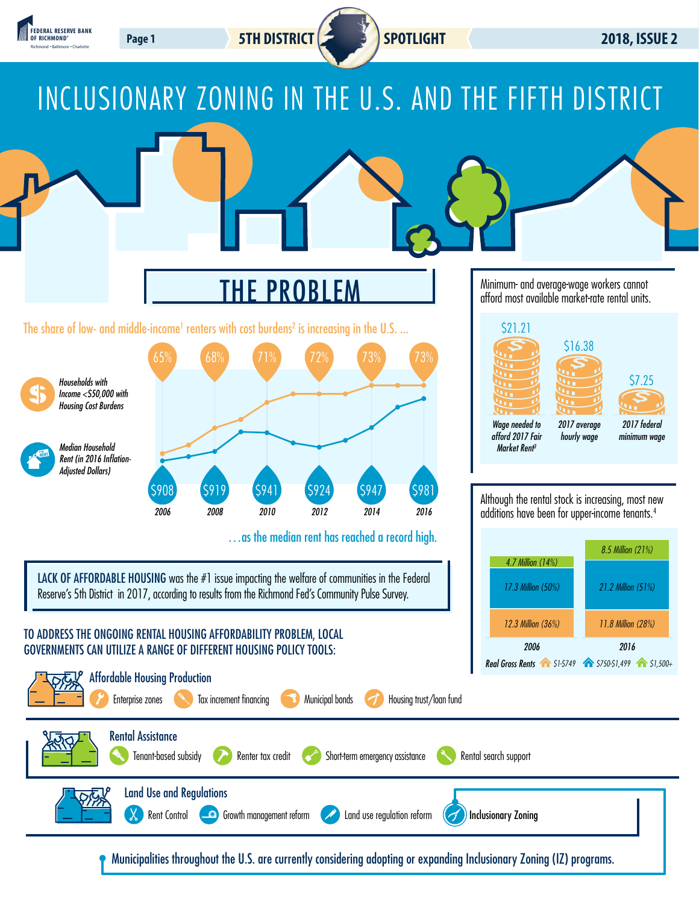# INCLUSIONARY ZONING IN THE U.S. AND THE FIFTH DISTRICT

## THE PROBLEM

The share of low- and middle-income[1] renters with cost burdens[2] is increasing in the U.S. ...

| Year | Households with Income <$50,000 with Housing Cost Burdens | Median Household Rent (in 2016 Inflation-Adjusted Dollars) |
|---|---|---|
| 2006 | 65% | $908 |
| 2008 | 68% | $919 |
| 2010 | 71% | $941 |
| 2012 | 72% | $924 |
| 2014 | 73% | $947 |
| 2016 | 73% | $981 |

...as the median rent has reached a record high.

**LACK OF AFFORDABLE HOUSING** was the #1 issue impacting the welfare of communities in the Federal Reserve's 5th District in 2017, according to results from the Richmond Fed's Community Pulse Survey.

Minimum- and average-wage workers cannot afford most available market-rate rental units.

| Wage needed to afford 2017 Fair Market Rent[3] | 2017 average hourly wage | 2017 federal minimum wage |
|---|---|---|
| $21.21 | $16.38 | $7.25 |

Although the rental stock is increasing, most new additions have been for upper-income tenants.[4]

| Real Gross Rents | 2006 | 2016 |
|---|---|---|
| $1,500+ | 4.7 Million (14%) | 8.5 Million (21%) |
| $750-$1,499 | 17.3 Million (50%) | 21.2 Million (51%) |
| $1-$749 | 12.3 Million (36%) | 11.8 Million (28%) |

TO ADDRESS THE ONGOING RENTAL HOUSING AFFORDABILITY PROBLEM, LOCAL GOVERNMENTS CAN UTILIZE A RANGE OF DIFFERENT HOUSING POLICY TOOLS:

### Affordable Housing Production
- Enterprise zones
- Tax increment financing
- Municipal bonds
- Housing trust/loan fund

### Rental Assistance
- Tenant-based subsidy
- Renter tax credit
- Short-term emergency assistance
- Rental search support

### Land Use and Regulations
- Rent Control
- Growth management reform
- Land use regulation reform
- **Inclusionary Zoning**

Municipalities throughout the U.S. are currently considering adopting or expanding Inclusionary Zoning (IZ) programs.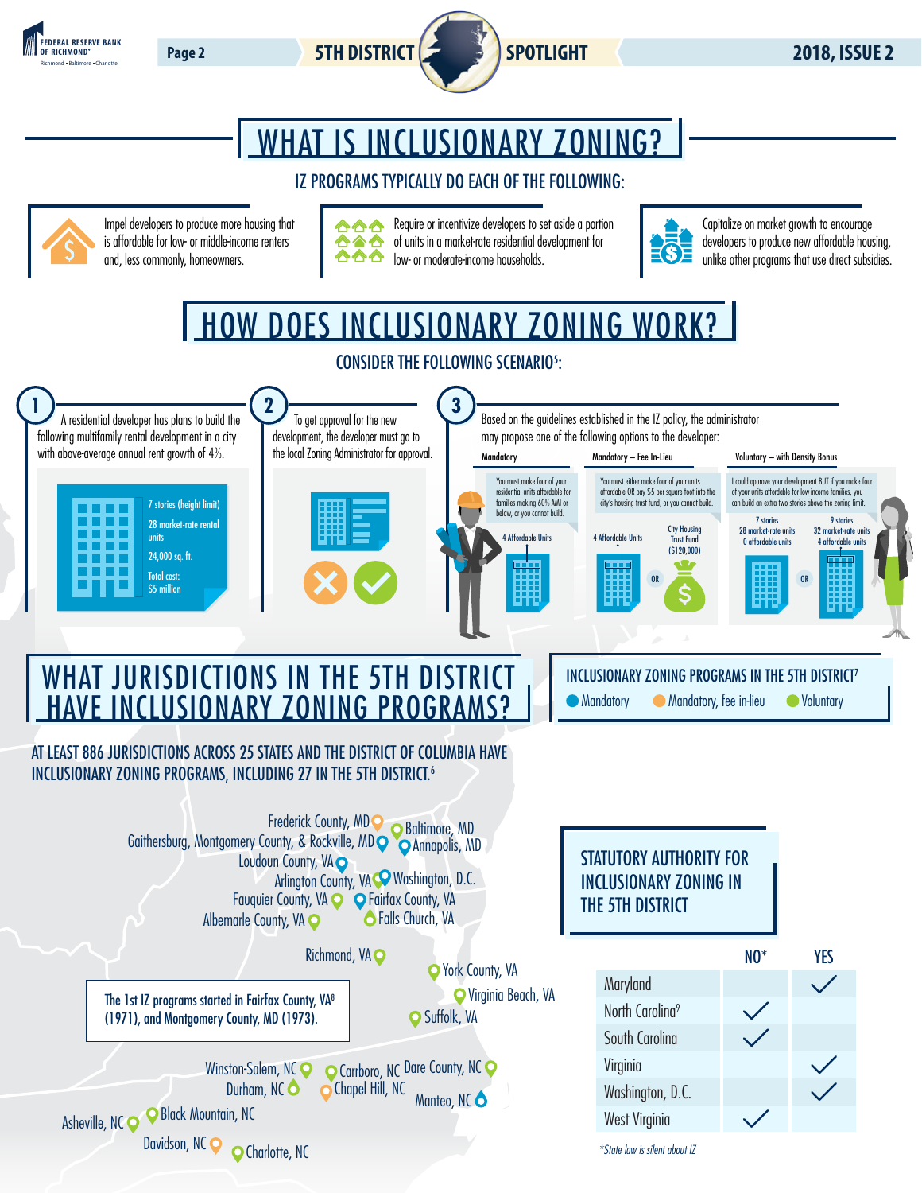# WHAT IS INCLUSIONARY ZONING?

## IZ PROGRAMS TYPICALLY DO EACH OF THE FOLLOWING:

- Impel developers to produce more housing that is affordable for low- or middle-income renters and, less commonly, homeowners.
- Require or incentivize developers to set aside a portion of units in a market-rate residential development for low- or moderate-income households.
- Capitalize on market growth to encourage developers to produce new affordable housing, unlike other programs that use direct subsidies.

# HOW DOES INCLUSIONARY ZONING WORK?

## CONSIDER THE FOLLOWING SCENARIO[5]:

**1** A residential developer has plans to build the following multifamily rental development in a city with above-average annual rent growth of 4%.

- 7 stories (height limit)
- 28 market-rate rental units
- 24,000 sq. ft.
- Total cost: $5 million

**2** To get approval for the new development, the developer must go to the local Zoning Administrator for approval.

**3** Based on the guidelines established in the IZ policy, the administrator may propose one of the following options to the developer:

**Mandatory**

You must make four of your residential units affordable for families making 60% AMI or below, or you cannot build.

4 Affordable Units

**Mandatory – Fee In-Lieu**

You must either make four of your units affordable OR pay $5 per square foot into the city's housing trust fund, or you cannot build.

4 Affordable Units OR City Housing Trust Fund ($120,000)

**Voluntary – with Density Bonus**

I could approve your development BUT if you make four of your units affordable for low-income families, you can build an extra two stories above the zoning limit.

7 stories: 28 market-rate units, 0 affordable units OR 9 stories: 32 market-rate units, 4 affordable units

# WHAT JURISDICTIONS IN THE 5TH DISTRICT HAVE INCLUSIONARY ZONING PROGRAMS?

## AT LEAST 886 JURISDICTIONS ACROSS 25 STATES AND THE DISTRICT OF COLUMBIA HAVE INCLUSIONARY ZONING PROGRAMS, INCLUDING 27 IN THE 5TH DISTRICT.[6]

**INCLUSIONARY ZONING PROGRAMS IN THE 5TH DISTRICT[7]**

Mandatory | Mandatory, fee in-lieu | Voluntary

- Frederick County, MD
- Baltimore, MD
- Gaithersburg, Montgomery County, & Rockville, MD
- Annapolis, MD
- Loudoun County, VA
- Arlington County, VA
- Washington, D.C.
- Fauquier County, VA
- Fairfax County, VA
- Albemarle County, VA
- Falls Church, VA
- Richmond, VA
- York County, VA
- Virginia Beach, VA
- Suffolk, VA
- Winston-Salem, NC
- Carrboro, NC
- Dare County, NC
- Durham, NC
- Chapel Hill, NC
- Manteo, NC
- Asheville, NC
- Black Mountain, NC
- Davidson, NC
- Charlotte, NC

The 1st IZ programs started in Fairfax County, VA[8] (1971), and Montgomery County, MD (1973).

## STATUTORY AUTHORITY FOR INCLUSIONARY ZONING IN THE 5TH DISTRICT

| | NO* | YES |
|---|---|---|
| Maryland | | ✓ |
| North Carolina[9] | ✓ | |
| South Carolina | ✓ | |
| Virginia | | ✓ |
| Washington, D.C. | | ✓ |
| West Virginia | ✓ | |

*State law is silent about IZ*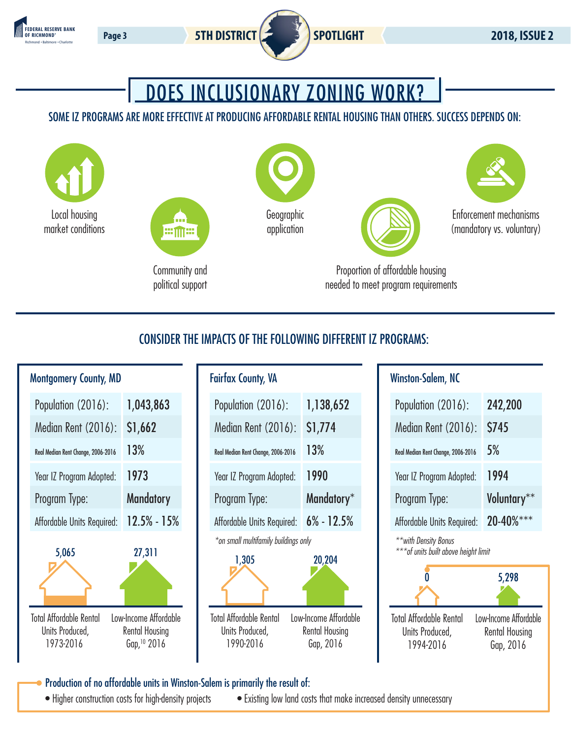# DOES INCLUSIONARY ZONING WORK?

## SOME IZ PROGRAMS ARE MORE EFFECTIVE AT PRODUCING AFFORDABLE RENTAL HOUSING THAN OTHERS. SUCCESS DEPENDS ON:

- Local housing market conditions
- Community and political support
- Geographic application
- Proportion of affordable housing needed to meet program requirements
- Enforcement mechanisms (mandatory vs. voluntary)

## CONSIDER THE IMPACTS OF THE FOLLOWING DIFFERENT IZ PROGRAMS:

### Montgomery County, MD

| | |
|---|---|
| Population (2016): | 1,043,863 |
| Median Rent (2016): | $1,662 |
| Real Median Rent Change, 2006-2016 | 13% |
| Year IZ Program Adopted: | 1973 |
| Program Type: | Mandatory |
| Affordable Units Required: | 12.5% - 15% |

- Total Affordable Rental Units Produced, 1973-2016: 5,065
- Low-Income Affordable Rental Housing Gap,[10] 2016: 27,311

### Fairfax County, VA

| | |
|---|---|
| Population (2016): | 1,138,652 |
| Median Rent (2016): | $1,774 |
| Real Median Rent Change, 2006-2016 | 13% |
| Year IZ Program Adopted: | 1990 |
| Program Type: | Mandatory* |
| Affordable Units Required: | 6% - 12.5% |

*on small multifamily buildings only*

- Total Affordable Rental Units Produced, 1990-2016: 1,305
- Low-Income Affordable Rental Housing Gap, 2016: 20,204

### Winston-Salem, NC

| | |
|---|---|
| Population (2016): | 242,200 |
| Median Rent (2016): | $745 |
| Real Median Rent Change, 2006-2016 | 5% |
| Year IZ Program Adopted: | 1994 |
| Program Type: | Voluntary** |
| Affordable Units Required: | 20-40%*** |

*\*\*with Density Bonus*
*\*\*\*of units built above height limit*

- Total Affordable Rental Units Produced, 1994-2016: 0
- Low-Income Affordable Rental Housing Gap, 2016: 5,298

**Production of no affordable units in Winston-Salem is primarily the result of:**

- Higher construction costs for high-density projects
- Existing low land costs that make increased density unnecessary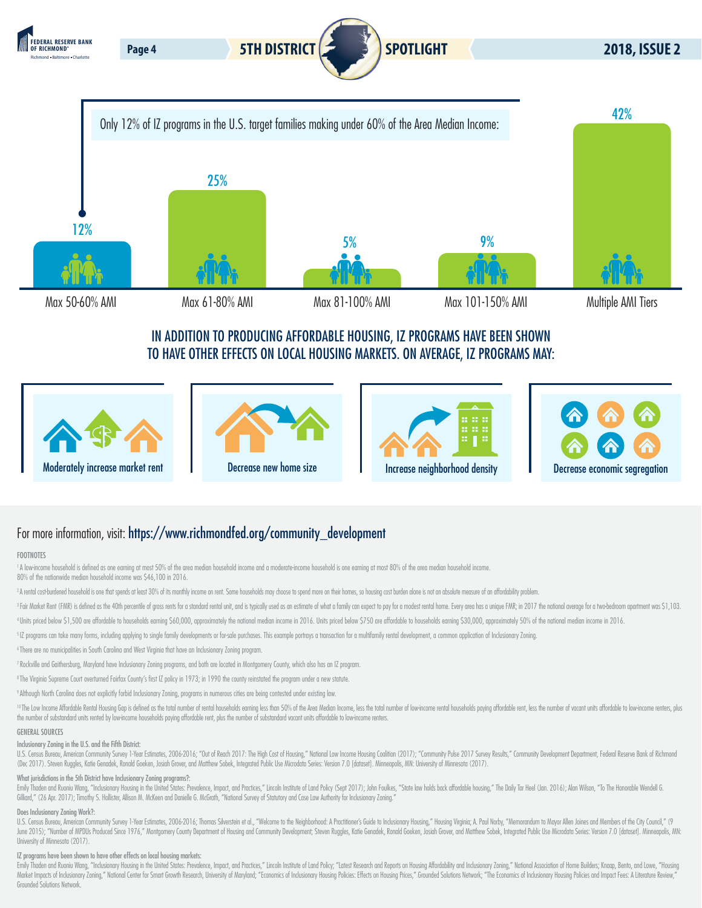Only 12% of IZ programs in the U.S. target families making under 60% of the Area Median Income:

12%
Max 50-60% AMI

25%
Max 61-80% AMI

5%
Max 81-100% AMI

9%
Max 101-150% AMI

42%
Multiple AMI Tiers

## IN ADDITION TO PRODUCING AFFORDABLE HOUSING, IZ PROGRAMS HAVE BEEN SHOWN TO HAVE OTHER EFFECTS ON LOCAL HOUSING MARKETS. ON AVERAGE, IZ PROGRAMS MAY:

Moderately increase market rent

Decrease new home size

Increase neighborhood density

Decrease economic segregation

For more information, visit: **https://www.richmondfed.org/community_development**

#### FOOTNOTES

[1] A low-income household is defined as one earning at most 50% of the area median household income and a moderate-income household is one earning at most 80% of the area median household income. 80% of the nationwide median household income was $46,100 in 2016.

[2] A rental cost-burdened household is one that spends at least 30% of its monthly income on rent. Some households may choose to spend more on their homes, so housing cost burden alone is not an absolute measure of an affordability problem.

[3] Fair Market Rent (FMR) is defined as the 40th percentile of gross rents for a standard rental unit, and is typically used as an estimate of what a family can expect to pay for a modest rental home. Every area has a unique FMR; in 2017 the national average for a two-bedroom apartment was $1,103.

[4] Units priced below $1,500 are affordable to households earning $60,000, approximately the national median income in 2016. Units priced below $750 are affordable to households earning $30,000, approximately 50% of the national median income in 2016.

[5] IZ programs can take many forms, including applying to single family developments or for-sale purchases. This example portrays a transaction for a multifamily rental development, a common application of Inclusionary Zoning.

[6] There are no municipalities in South Carolina and West Virginia that have an Inclusionary Zoning program.

[7] Rockville and Gaithersburg, Maryland have Inclusionary Zoning programs, and both are located in Montgomery County, which also has an IZ program.

[8] The Virginia Supreme Court overturned Fairfax County's first IZ policy in 1973; in 1990 the county reinstated the program under a new statute.

[9] Although North Carolina does not explicitly forbid Inclusionary Zoning, programs in numerous cities are being contested under existing law.

[10] The Low Income Affordable Rental Housing Gap is defined as the total number of rental households earning less than 50% of the Area Median Income, less the total number of low-income rental households paying affordable rent, less the number of vacant units affordable to low-income renters, plus the number of substandard units rented by low-income households paying affordable rent, plus the number of substandard vacant units affordable to low-income renters.

#### GENERAL SOURCES

**Inclusionary Zoning in the U.S. and the Fifth District:**
U.S. Census Bureau, American Community Survey 1-Year Estimates, 2006-2016; "Out of Reach 2017: The High Cost of Housing," National Low Income Housing Coalition (2017); "Community Pulse 2017 Survey Results," Community Development Department, Federal Reserve Bank of Richmond (Dec 2017). Steven Ruggles, Katie Genadek, Ronald Goeken, Josiah Grover, and Matthew Sobek, Integrated Public Use Microdata Series: Version 7.0 [dataset]. Minneapolis, MN: University of Minnesota (2017).

**What jurisdictions in the 5th District have Inclusionary Zoning programs?:**
Emily Thaden and Ruoniu Wang, "Inclusionary Housing in the United States: Prevalence, Impact, and Practices," Lincoln Institute of Land Policy (Sept 2017); John Foulkes, "State law holds back affordable housing," The Daily Tar Heel (Jan. 2016); Alan Wilson, "To The Honorable Wendell G. Gilliard," (26 Apr. 2017); Timothy S. Hollister, Allison M. McKeen and Danielle G. McGrath, "National Survey of Statutory and Case Law Authority for Inclusionary Zoning."

**Does Inclusionary Zoning Work?:**
U.S. Census Bureau, American Community Survey 1-Year Estimates, 2006-2016; Thomas Silverstein et al., "Welcome to the Neighborhood: A Practitioner's Guide to Inclusionary Housing," Housing Virginia; A. Paul Norby, "Memorandum to Mayor Allen Joines and Members of the City Council," (9 June 2015); "Number of MPDUs Produced Since 1976," Montgomery County Department of Housing and Community Development; Steven Ruggles, Katie Genadek, Ronald Goeken, Josiah Grover, and Matthew Sobek, Integrated Public Use Microdata Series: Version 7.0 [dataset]. Minneapolis, MN: University of Minnesota (2017).

**IZ programs have been shown to have other effects on local housing markets:**
Emily Thaden and Ruoniu Wang, "Inclusionary Housing in the United States: Prevalence, Impact, and Practices," Lincoln Institute of Land Policy; "Latest Research and Reports on Housing Affordability and Inclusionary Zoning," National Association of Home Builders; Knaap, Bento, and Lowe, "Housing Market Impacts of Inclusionary Zoning," National Center for Smart Growth Research, University of Maryland; "Economics of Inclusionary Housing Policies: Effects on Housing Prices," Grounded Solutions Network; "The Economics of Inclusionary Housing Policies and Impact Fees: A Literature Review," Grounded Solutions Network.